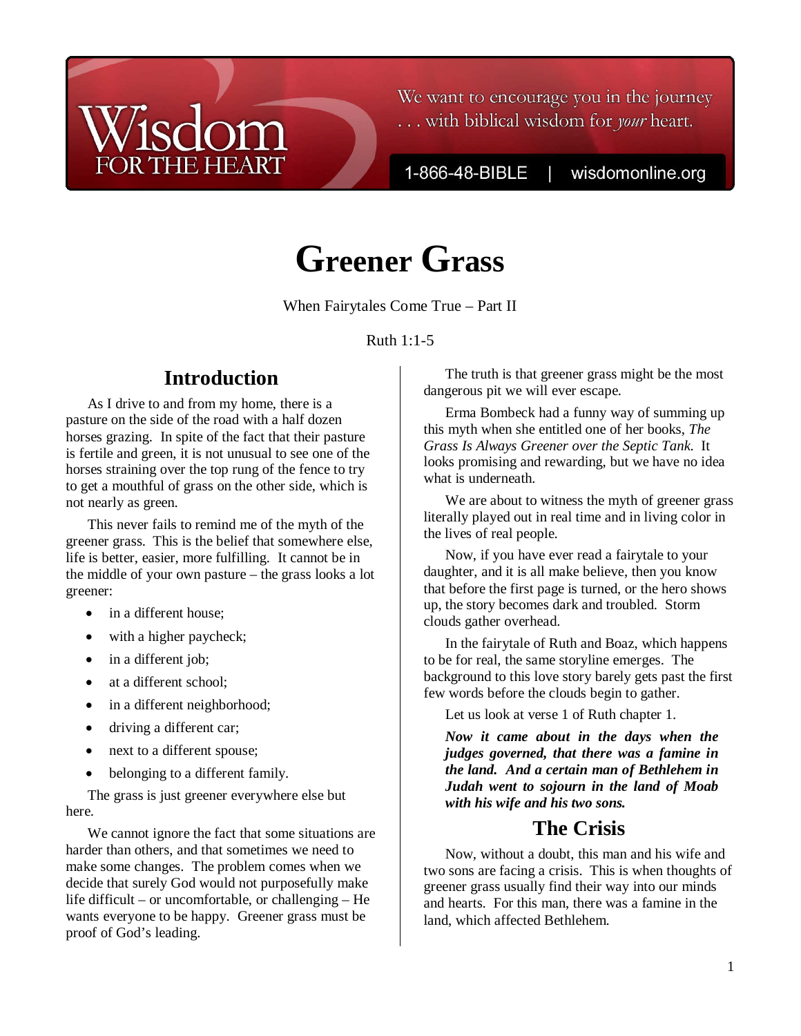# Greener Grass

When Fairytales Come True – Part II

Ruth 1:1-5

## Introduction

As I drive to and from my home, there is a pasture on the side of the road with a half dozen horses grazing. In spite of the fact that their pasture is fertile and green, it is not unusual to see one of the horses straining over the top rung of the fence to try to get a mouthful of grass on the other side, which is not nearly as green.

This never fails to remind me of the myth of the greener grass. This is the belief that somewhere else, life is better, easier, more fulfilling. It cannot be in the middle of your own pasture – the grass looks a lot greener:

- in a different house;
- with a higher paycheck;
- in a different job;
- at a different school;
- in a different neighborhood;
- driving a different car;
- next to a different spouse;
- belonging to a different family.

The grass is just greener everywhere else but here.

We cannot ignore the fact that some situations are harder than others, and that sometimes we need to make some changes. The problem comes when we decide that surely God would not purposefully make life difficult – or uncomfortable, or challenging – He wants everyone to be happy. Greener grass must be proof of God's leading.

The truth is that greener grass might be the most dangerous pit we will ever escape.

Erma Bombeck had a funny way of summing up this myth when she entitled one of her books, *The Grass Is Always Greener over the Septic Tank.* It looks promising and rewarding, but we have no idea what is underneath.

We are about to witness the myth of greener grass literally played out in real time and in living color in the lives of real people.

Now, if you have ever read a fairytale to your daughter, and it is all make believe, then you know that before the first page is turned, or the hero shows up, the story becomes dark and troubled. Storm clouds gather overhead.

In the fairytale of Ruth and Boaz, which happens to be for real, the same storyline emerges. The background to this love story barely gets past the first few words before the clouds begin to gather.

Let us look at verse 1 of Ruth chapter 1.

***Now it came about in the days when the judges governed, that there was a famine in the land. And a certain man of Bethlehem in Judah went to sojourn in the land of Moab with his wife and his two sons.***

## The Crisis

Now, without a doubt, this man and his wife and two sons are facing a crisis. This is when thoughts of greener grass usually find their way into our minds and hearts. For this man, there was a famine in the land, which affected Bethlehem.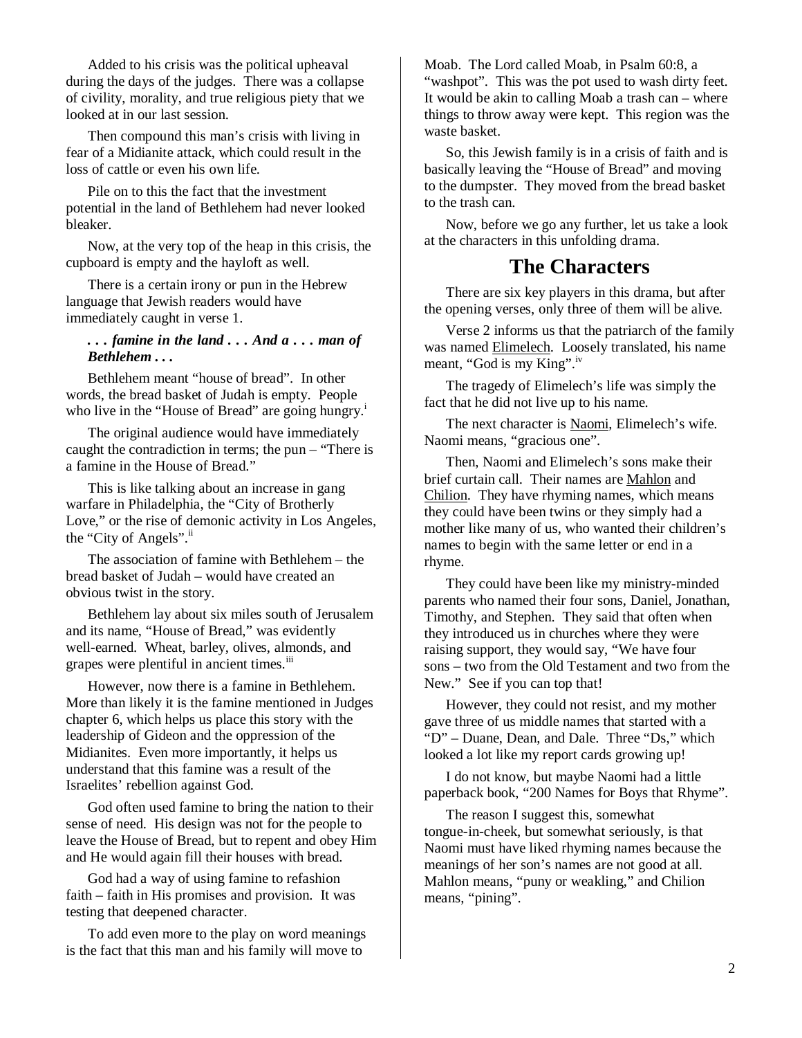Added to his crisis was the political upheaval during the days of the judges. There was a collapse of civility, morality, and true religious piety that we looked at in our last session.

Then compound this man's crisis with living in fear of a Midianite attack, which could result in the loss of cattle or even his own life.

Pile on to this the fact that the investment potential in the land of Bethlehem had never looked bleaker.

Now, at the very top of the heap in this crisis, the cupboard is empty and the hayloft as well.

There is a certain irony or pun in the Hebrew language that Jewish readers would have immediately caught in verse 1.

***. . . famine in the land . . . And a . . . man of Bethlehem . . .***

Bethlehem meant "house of bread". In other words, the bread basket of Judah is empty. People who live in the "House of Bread" are going hungry.[i]

The original audience would have immediately caught the contradiction in terms; the pun – "There is a famine in the House of Bread."

This is like talking about an increase in gang warfare in Philadelphia, the "City of Brotherly Love," or the rise of demonic activity in Los Angeles, the "City of Angels".[ii]

The association of famine with Bethlehem – the bread basket of Judah – would have created an obvious twist in the story.

Bethlehem lay about six miles south of Jerusalem and its name, "House of Bread," was evidently well-earned. Wheat, barley, olives, almonds, and grapes were plentiful in ancient times.[iii]

However, now there is a famine in Bethlehem. More than likely it is the famine mentioned in Judges chapter 6, which helps us place this story with the leadership of Gideon and the oppression of the Midianites. Even more importantly, it helps us understand that this famine was a result of the Israelites' rebellion against God.

God often used famine to bring the nation to their sense of need. His design was not for the people to leave the House of Bread, but to repent and obey Him and He would again fill their houses with bread.

God had a way of using famine to refashion faith – faith in His promises and provision. It was testing that deepened character.

To add even more to the play on word meanings is the fact that this man and his family will move to Moab. The Lord called Moab, in Psalm 60:8, a "washpot". This was the pot used to wash dirty feet. It would be akin to calling Moab a trash can – where things to throw away were kept. This region was the waste basket.

So, this Jewish family is in a crisis of faith and is basically leaving the "House of Bread" and moving to the dumpster. They moved from the bread basket to the trash can.

Now, before we go any further, let us take a look at the characters in this unfolding drama.

## The Characters

There are six key players in this drama, but after the opening verses, only three of them will be alive.

Verse 2 informs us that the patriarch of the family was named Elimelech. Loosely translated, his name meant, "God is my King".[iv]

The tragedy of Elimelech's life was simply the fact that he did not live up to his name.

The next character is Naomi, Elimelech's wife. Naomi means, "gracious one".

Then, Naomi and Elimelech's sons make their brief curtain call. Their names are Mahlon and Chilion. They have rhyming names, which means they could have been twins or they simply had a mother like many of us, who wanted their children's names to begin with the same letter or end in a rhyme.

They could have been like my ministry-minded parents who named their four sons, Daniel, Jonathan, Timothy, and Stephen. They said that often when they introduced us in churches where they were raising support, they would say, "We have four sons – two from the Old Testament and two from the New." See if you can top that!

However, they could not resist, and my mother gave three of us middle names that started with a "D" – Duane, Dean, and Dale. Three "Ds," which looked a lot like my report cards growing up!

I do not know, but maybe Naomi had a little paperback book, "200 Names for Boys that Rhyme".

The reason I suggest this, somewhat tongue-in-cheek, but somewhat seriously, is that Naomi must have liked rhyming names because the meanings of her son's names are not good at all. Mahlon means, "puny or weakling," and Chilion means, "pining".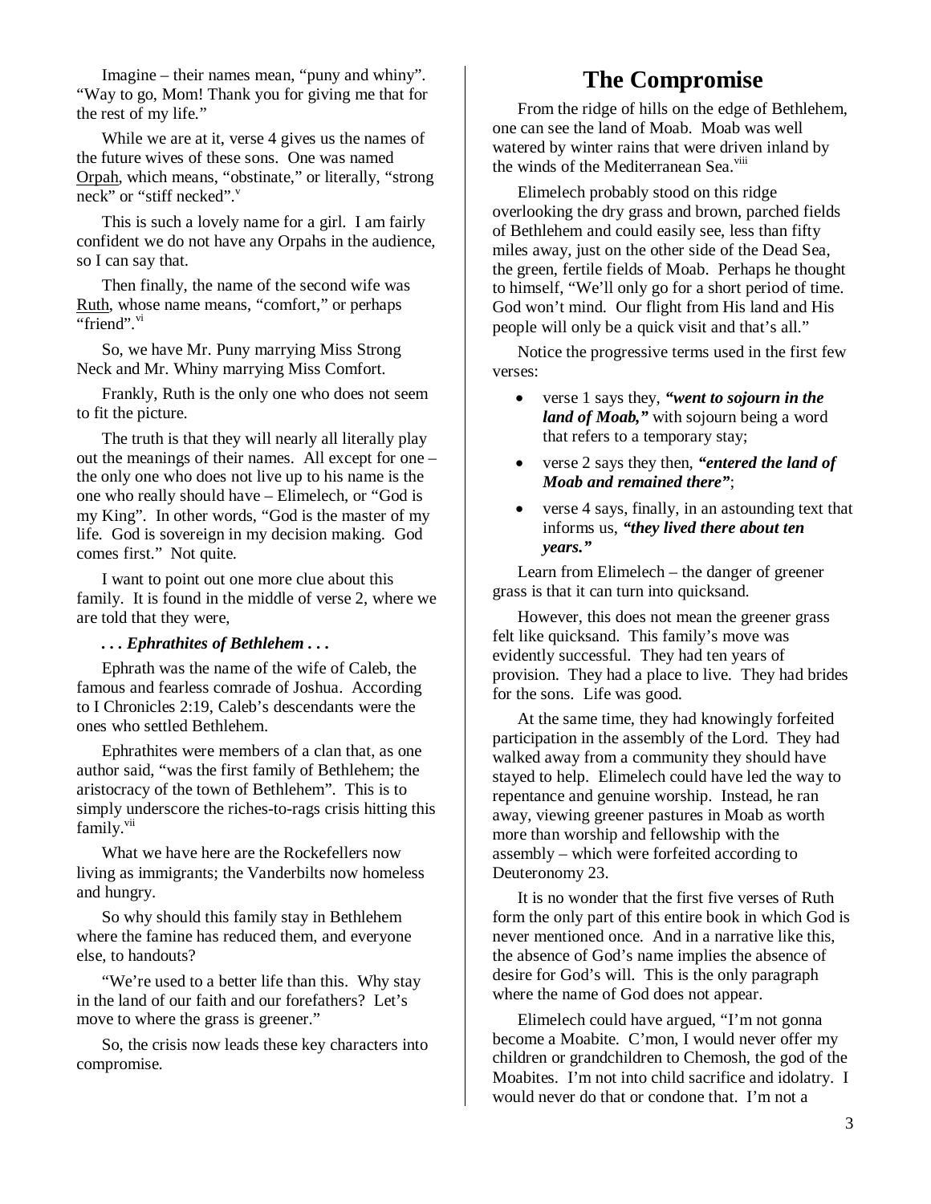Imagine – their names mean, "puny and whiny". "Way to go, Mom! Thank you for giving me that for the rest of my life."

While we are at it, verse 4 gives us the names of the future wives of these sons. One was named Orpah, which means, "obstinate," or literally, "strong neck" or "stiff necked".[v]

This is such a lovely name for a girl. I am fairly confident we do not have any Orpahs in the audience, so I can say that.

Then finally, the name of the second wife was Ruth, whose name means, "comfort," or perhaps "friend".[vi]

So, we have Mr. Puny marrying Miss Strong Neck and Mr. Whiny marrying Miss Comfort.

Frankly, Ruth is the only one who does not seem to fit the picture.

The truth is that they will nearly all literally play out the meanings of their names. All except for one – the only one who does not live up to his name is the one who really should have – Elimelech, or "God is my King". In other words, "God is the master of my life. God is sovereign in my decision making. God comes first." Not quite.

I want to point out one more clue about this family. It is found in the middle of verse 2, where we are told that they were,

***. . . Ephrathites of Bethlehem . . .***

Ephrath was the name of the wife of Caleb, the famous and fearless comrade of Joshua. According to I Chronicles 2:19, Caleb's descendants were the ones who settled Bethlehem.

Ephrathites were members of a clan that, as one author said, "was the first family of Bethlehem; the aristocracy of the town of Bethlehem". This is to simply underscore the riches-to-rags crisis hitting this family.[vii]

What we have here are the Rockefellers now living as immigrants; the Vanderbilts now homeless and hungry.

So why should this family stay in Bethlehem where the famine has reduced them, and everyone else, to handouts?

"We're used to a better life than this. Why stay in the land of our faith and our forefathers? Let's move to where the grass is greener."

So, the crisis now leads these key characters into compromise.

# The Compromise

From the ridge of hills on the edge of Bethlehem, one can see the land of Moab. Moab was well watered by winter rains that were driven inland by the winds of the Mediterranean Sea.[viii]

Elimelech probably stood on this ridge overlooking the dry grass and brown, parched fields of Bethlehem and could easily see, less than fifty miles away, just on the other side of the Dead Sea, the green, fertile fields of Moab. Perhaps he thought to himself, "We'll only go for a short period of time. God won't mind. Our flight from His land and His people will only be a quick visit and that's all."

Notice the progressive terms used in the first few verses:

- verse 1 says they, ***"went to sojourn in the land of Moab,"*** with sojourn being a word that refers to a temporary stay;
- verse 2 says they then, ***"entered the land of Moab and remained there"***;
- verse 4 says, finally, in an astounding text that informs us, ***"they lived there about ten years."***

Learn from Elimelech – the danger of greener grass is that it can turn into quicksand.

However, this does not mean the greener grass felt like quicksand. This family's move was evidently successful. They had ten years of provision. They had a place to live. They had brides for the sons. Life was good.

At the same time, they had knowingly forfeited participation in the assembly of the Lord. They had walked away from a community they should have stayed to help. Elimelech could have led the way to repentance and genuine worship. Instead, he ran away, viewing greener pastures in Moab as worth more than worship and fellowship with the assembly – which were forfeited according to Deuteronomy 23.

It is no wonder that the first five verses of Ruth form the only part of this entire book in which God is never mentioned once. And in a narrative like this, the absence of God's name implies the absence of desire for God's will. This is the only paragraph where the name of God does not appear.

Elimelech could have argued, "I'm not gonna become a Moabite. C'mon, I would never offer my children or grandchildren to Chemosh, the god of the Moabites. I'm not into child sacrifice and idolatry. I would never do that or condone that. I'm not a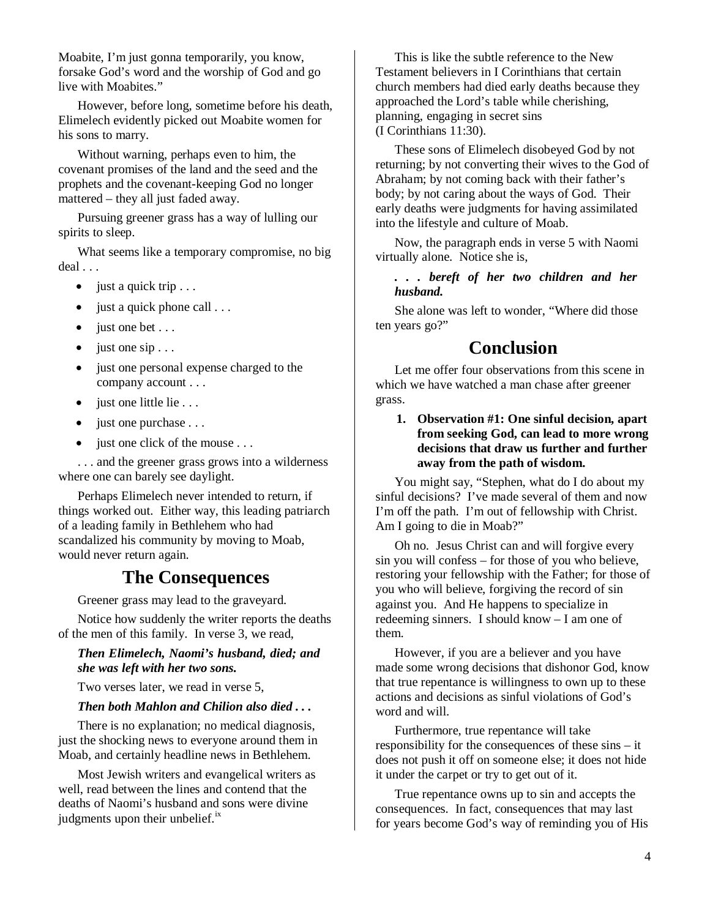Moabite, I'm just gonna temporarily, you know, forsake God's word and the worship of God and go live with Moabites."

However, before long, sometime before his death, Elimelech evidently picked out Moabite women for his sons to marry.

Without warning, perhaps even to him, the covenant promises of the land and the seed and the prophets and the covenant-keeping God no longer mattered – they all just faded away.

Pursuing greener grass has a way of lulling our spirits to sleep.

What seems like a temporary compromise, no big deal . . .

- just a quick trip . . .
- just a quick phone call . . .
- just one bet . . .
- just one sip . . .
- just one personal expense charged to the company account . . .
- just one little lie . . .
- just one purchase . . .
- just one click of the mouse . . .

. . . and the greener grass grows into a wilderness where one can barely see daylight.

Perhaps Elimelech never intended to return, if things worked out. Either way, this leading patriarch of a leading family in Bethlehem who had scandalized his community by moving to Moab, would never return again.

## The Consequences

Greener grass may lead to the graveyard.

Notice how suddenly the writer reports the deaths of the men of this family. In verse 3, we read,

***Then Elimelech, Naomi's husband, died; and she was left with her two sons.***

Two verses later, we read in verse 5,

***Then both Mahlon and Chilion also died . . .***

There is no explanation; no medical diagnosis, just the shocking news to everyone around them in Moab, and certainly headline news in Bethlehem.

Most Jewish writers and evangelical writers as well, read between the lines and contend that the deaths of Naomi's husband and sons were divine judgments upon their unbelief.[ix]

This is like the subtle reference to the New Testament believers in I Corinthians that certain church members had died early deaths because they approached the Lord's table while cherishing, planning, engaging in secret sins (I Corinthians 11:30).

These sons of Elimelech disobeyed God by not returning; by not converting their wives to the God of Abraham; by not coming back with their father's body; by not caring about the ways of God. Their early deaths were judgments for having assimilated into the lifestyle and culture of Moab.

Now, the paragraph ends in verse 5 with Naomi virtually alone. Notice she is,

***. . . bereft of her two children and her husband.***

She alone was left to wonder, "Where did those ten years go?"

## Conclusion

Let me offer four observations from this scene in which we have watched a man chase after greener grass.

1. **Observation #1: One sinful decision, apart from seeking God, can lead to more wrong decisions that draw us further and further away from the path of wisdom.**

You might say, "Stephen, what do I do about my sinful decisions? I've made several of them and now I'm off the path. I'm out of fellowship with Christ. Am I going to die in Moab?"

Oh no. Jesus Christ can and will forgive every sin you will confess – for those of you who believe, restoring your fellowship with the Father; for those of you who will believe, forgiving the record of sin against you. And He happens to specialize in redeeming sinners. I should know – I am one of them.

However, if you are a believer and you have made some wrong decisions that dishonor God, know that true repentance is willingness to own up to these actions and decisions as sinful violations of God's word and will.

Furthermore, true repentance will take responsibility for the consequences of these sins – it does not push it off on someone else; it does not hide it under the carpet or try to get out of it.

True repentance owns up to sin and accepts the consequences. In fact, consequences that may last for years become God's way of reminding you of His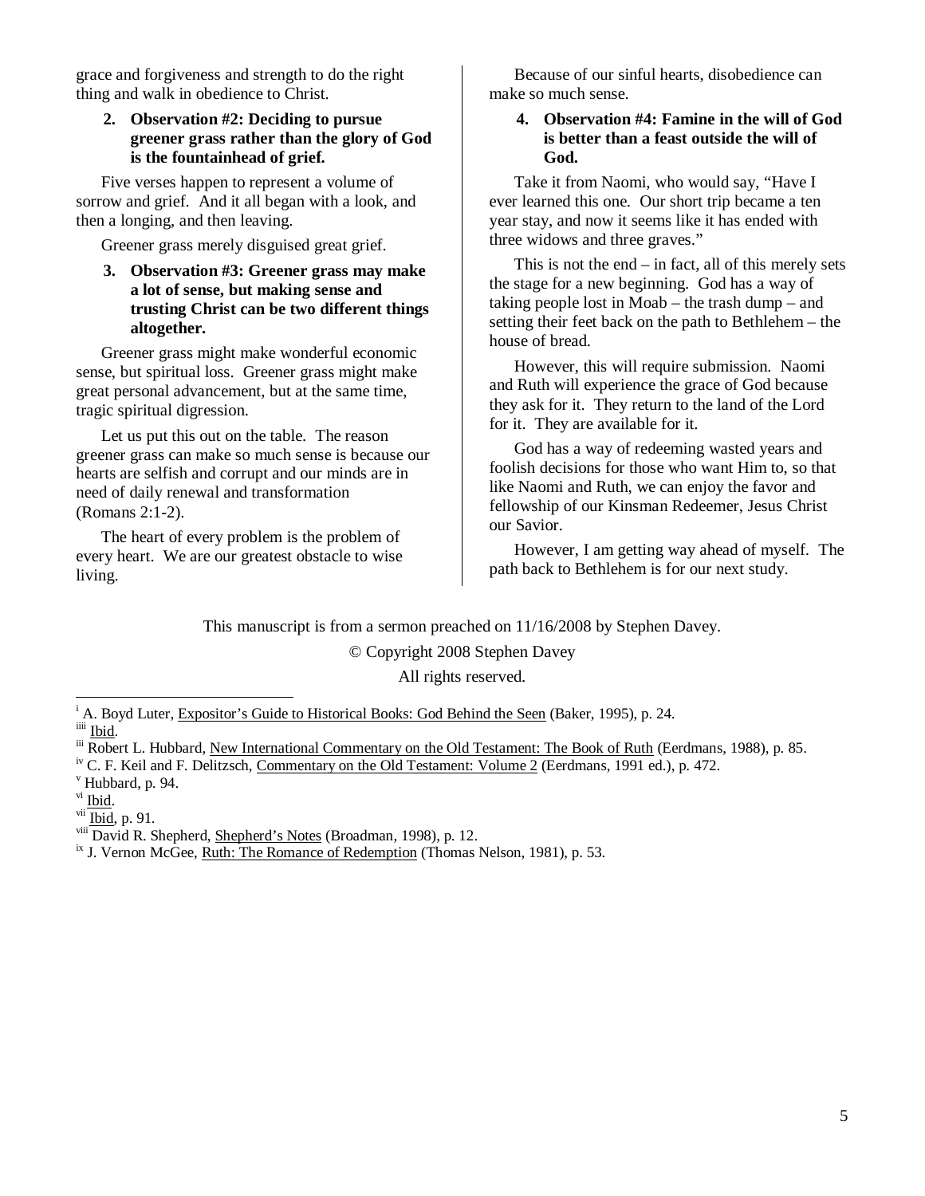grace and forgiveness and strength to do the right thing and walk in obedience to Christ.

2. **Observation #2: Deciding to pursue greener grass rather than the glory of God is the fountainhead of grief.**

Five verses happen to represent a volume of sorrow and grief. And it all began with a look, and then a longing, and then leaving.

Greener grass merely disguised great grief.

3. **Observation #3: Greener grass may make a lot of sense, but making sense and trusting Christ can be two different things altogether.**

Greener grass might make wonderful economic sense, but spiritual loss. Greener grass might make great personal advancement, but at the same time, tragic spiritual digression.

Let us put this out on the table. The reason greener grass can make so much sense is because our hearts are selfish and corrupt and our minds are in need of daily renewal and transformation (Romans 2:1-2).

The heart of every problem is the problem of every heart. We are our greatest obstacle to wise living.

Because of our sinful hearts, disobedience can make so much sense.

4. **Observation #4: Famine in the will of God is better than a feast outside the will of God.**

Take it from Naomi, who would say, "Have I ever learned this one. Our short trip became a ten year stay, and now it seems like it has ended with three widows and three graves."

This is not the end – in fact, all of this merely sets the stage for a new beginning. God has a way of taking people lost in Moab – the trash dump – and setting their feet back on the path to Bethlehem – the house of bread.

However, this will require submission. Naomi and Ruth will experience the grace of God because they ask for it. They return to the land of the Lord for it. They are available for it.

God has a way of redeeming wasted years and foolish decisions for those who want Him to, so that like Naomi and Ruth, we can enjoy the favor and fellowship of our Kinsman Redeemer, Jesus Christ our Savior.

However, I am getting way ahead of myself. The path back to Bethlehem is for our next study.

This manuscript is from a sermon preached on 11/16/2008 by Stephen Davey.

© Copyright 2008 Stephen Davey

All rights reserved.

---

[i] A. Boyd Luter, Expositor's Guide to Historical Books: God Behind the Seen (Baker, 1995), p. 24.

[iiii] Ibid.

[iii] Robert L. Hubbard, New International Commentary on the Old Testament: The Book of Ruth (Eerdmans, 1988), p. 85.

[iv] C. F. Keil and F. Delitzsch, Commentary on the Old Testament: Volume 2 (Eerdmans, 1991 ed.), p. 472.

[v] Hubbard, p. 94.

[vi] Ibid.

[vii] Ibid, p. 91.

[viii] David R. Shepherd, Shepherd's Notes (Broadman, 1998), p. 12.

[ix] J. Vernon McGee, Ruth: The Romance of Redemption (Thomas Nelson, 1981), p. 53.